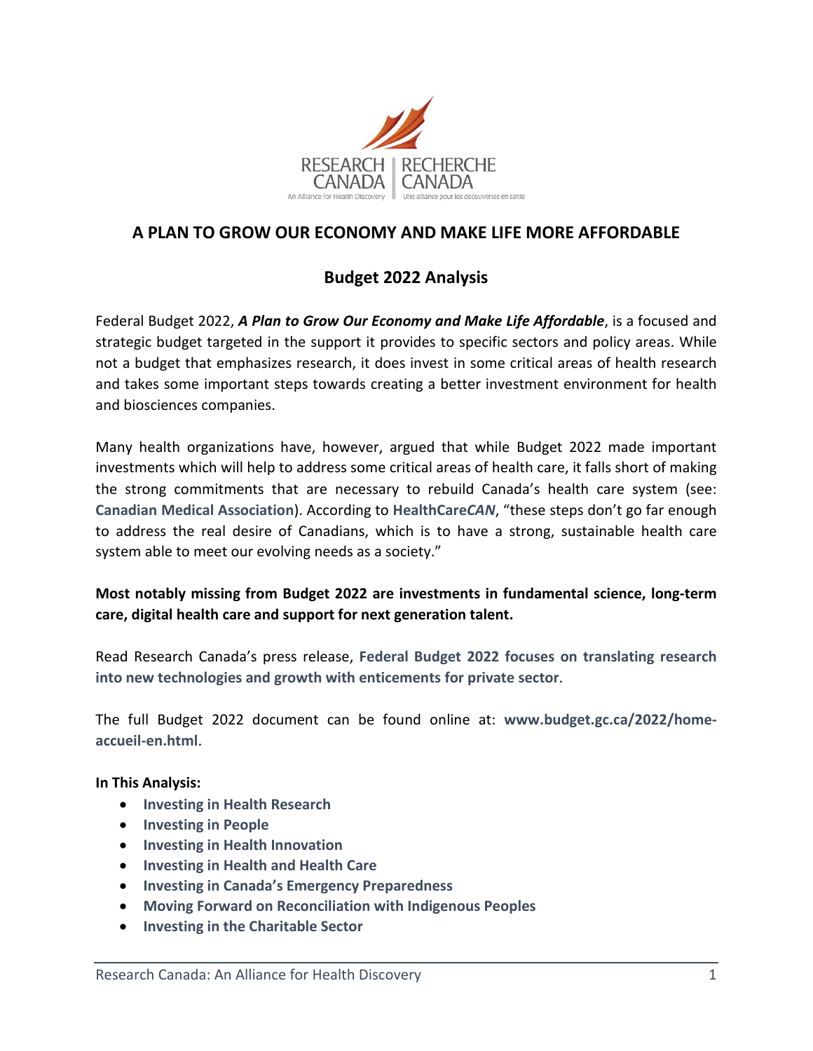# A PLAN TO GROW OUR ECONOMY AND MAKE LIFE MORE AFFORDABLE

## Budget 2022 Analysis

Federal Budget 2022, ***A Plan to Grow Our Economy and Make Life Affordable***, is a focused and strategic budget targeted in the support it provides to specific sectors and policy areas. While not a budget that emphasizes research, it does invest in some critical areas of health research and takes some important steps towards creating a better investment environment for health and biosciences companies.

Many health organizations have, however, argued that while Budget 2022 made important investments which will help to address some critical areas of health care, it falls short of making the strong commitments that are necessary to rebuild Canada's health care system (see: **Canadian Medical Association**). According to **HealthCare*CAN***, "these steps don't go far enough to address the real desire of Canadians, which is to have a strong, sustainable health care system able to meet our evolving needs as a society."

**Most notably missing from Budget 2022 are investments in fundamental science, long-term care, digital health care and support for next generation talent.**

Read Research Canada's press release, **Federal Budget 2022 focuses on translating research into new technologies and growth with enticements for private sector**.

The full Budget 2022 document can be found online at: **www.budget.gc.ca/2022/home-accueil-en.html**.

**In This Analysis:**

- **Investing in Health Research**
- **Investing in People**
- **Investing in Health Innovation**
- **Investing in Health and Health Care**
- **Investing in Canada's Emergency Preparedness**
- **Moving Forward on Reconciliation with Indigenous Peoples**
- **Investing in the Charitable Sector**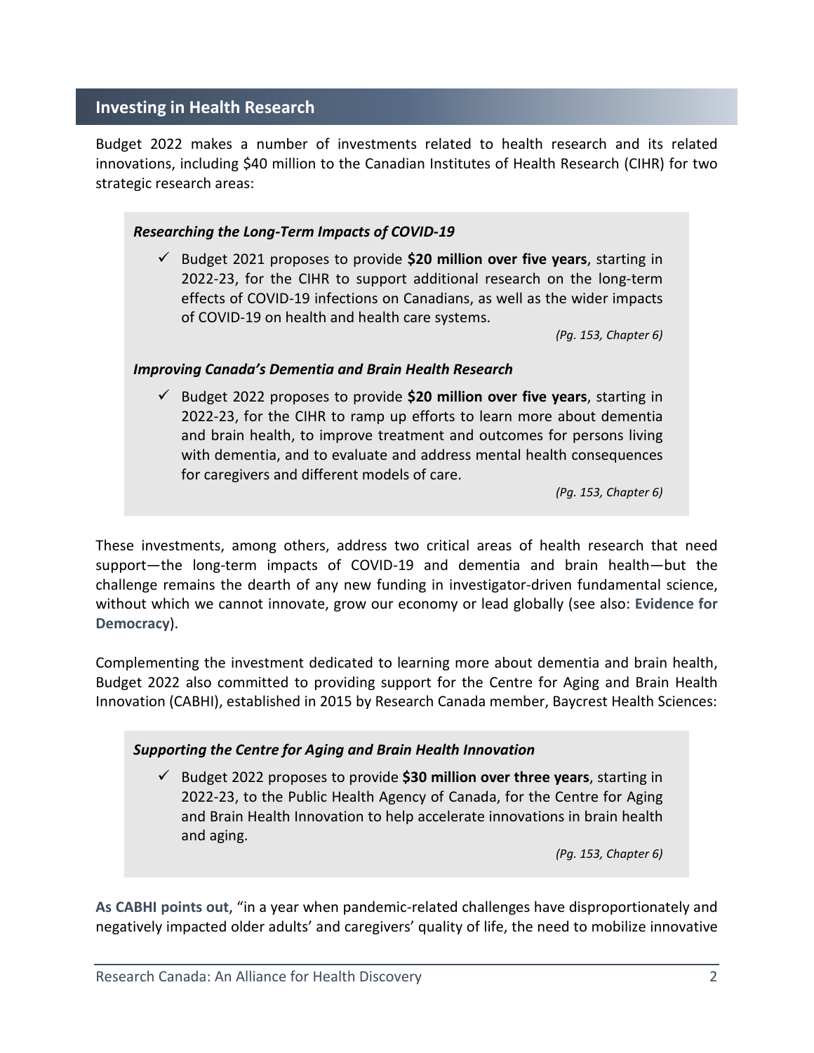## Investing in Health Research

Budget 2022 makes a number of investments related to health research and its related innovations, including $40 million to the Canadian Institutes of Health Research (CIHR) for two strategic research areas:

***Researching the Long-Term Impacts of COVID-19***

- ✓ Budget 2021 proposes to provide **$20 million over five years**, starting in 2022-23, for the CIHR to support additional research on the long-term effects of COVID-19 infections on Canadians, as well as the wider impacts of COVID-19 on health and health care systems.

  *(Pg. 153, Chapter 6)*

***Improving Canada's Dementia and Brain Health Research***

- ✓ Budget 2022 proposes to provide **$20 million over five years**, starting in 2022-23, for the CIHR to ramp up efforts to learn more about dementia and brain health, to improve treatment and outcomes for persons living with dementia, and to evaluate and address mental health consequences for caregivers and different models of care.

  *(Pg. 153, Chapter 6)*

These investments, among others, address two critical areas of health research that need support—the long-term impacts of COVID-19 and dementia and brain health—but the challenge remains the dearth of any new funding in investigator-driven fundamental science, without which we cannot innovate, grow our economy or lead globally (see also: **Evidence for Democracy**).

Complementing the investment dedicated to learning more about dementia and brain health, Budget 2022 also committed to providing support for the Centre for Aging and Brain Health Innovation (CABHI), established in 2015 by Research Canada member, Baycrest Health Sciences:

***Supporting the Centre for Aging and Brain Health Innovation***

- ✓ Budget 2022 proposes to provide **$30 million over three years**, starting in 2022-23, to the Public Health Agency of Canada, for the Centre for Aging and Brain Health Innovation to help accelerate innovations in brain health and aging.

  *(Pg. 153, Chapter 6)*

**As CABHI points out**, "in a year when pandemic-related challenges have disproportionately and negatively impacted older adults' and caregivers' quality of life, the need to mobilize innovative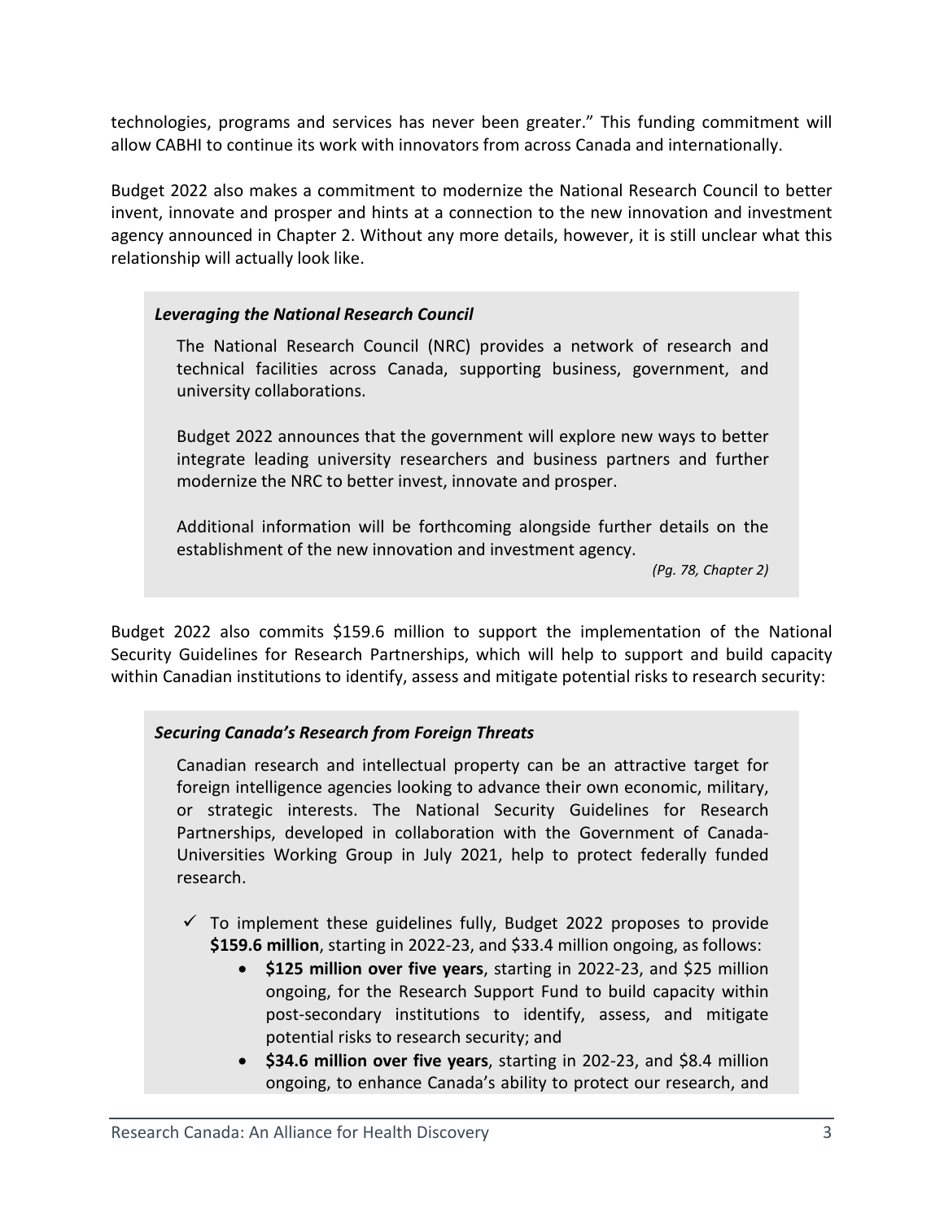technologies, programs and services has never been greater." This funding commitment will allow CABHI to continue its work with innovators from across Canada and internationally.

Budget 2022 also makes a commitment to modernize the National Research Council to better invent, innovate and prosper and hints at a connection to the new innovation and investment agency announced in Chapter 2. Without any more details, however, it is still unclear what this relationship will actually look like.

> ***Leveraging the National Research Council***
>
> The National Research Council (NRC) provides a network of research and technical facilities across Canada, supporting business, government, and university collaborations.
>
> Budget 2022 announces that the government will explore new ways to better integrate leading university researchers and business partners and further modernize the NRC to better invest, innovate and prosper.
>
> Additional information will be forthcoming alongside further details on the establishment of the new innovation and investment agency.
>
> *(Pg. 78, Chapter 2)*

Budget 2022 also commits $159.6 million to support the implementation of the National Security Guidelines for Research Partnerships, which will help to support and build capacity within Canadian institutions to identify, assess and mitigate potential risks to research security:

> ***Securing Canada's Research from Foreign Threats***
>
> Canadian research and intellectual property can be an attractive target for foreign intelligence agencies looking to advance their own economic, military, or strategic interests. The National Security Guidelines for Research Partnerships, developed in collaboration with the Government of Canada-Universities Working Group in July 2021, help to protect federally funded research.
>
> - ✓ To implement these guidelines fully, Budget 2022 proposes to provide **$159.6 million**, starting in 2022-23, and $33.4 million ongoing, as follows:
>     - **$125 million over five years**, starting in 2022-23, and $25 million ongoing, for the Research Support Fund to build capacity within post-secondary institutions to identify, assess, and mitigate potential risks to research security; and
>     - **$34.6 million over five years**, starting in 202-23, and $8.4 million ongoing, to enhance Canada's ability to protect our research, and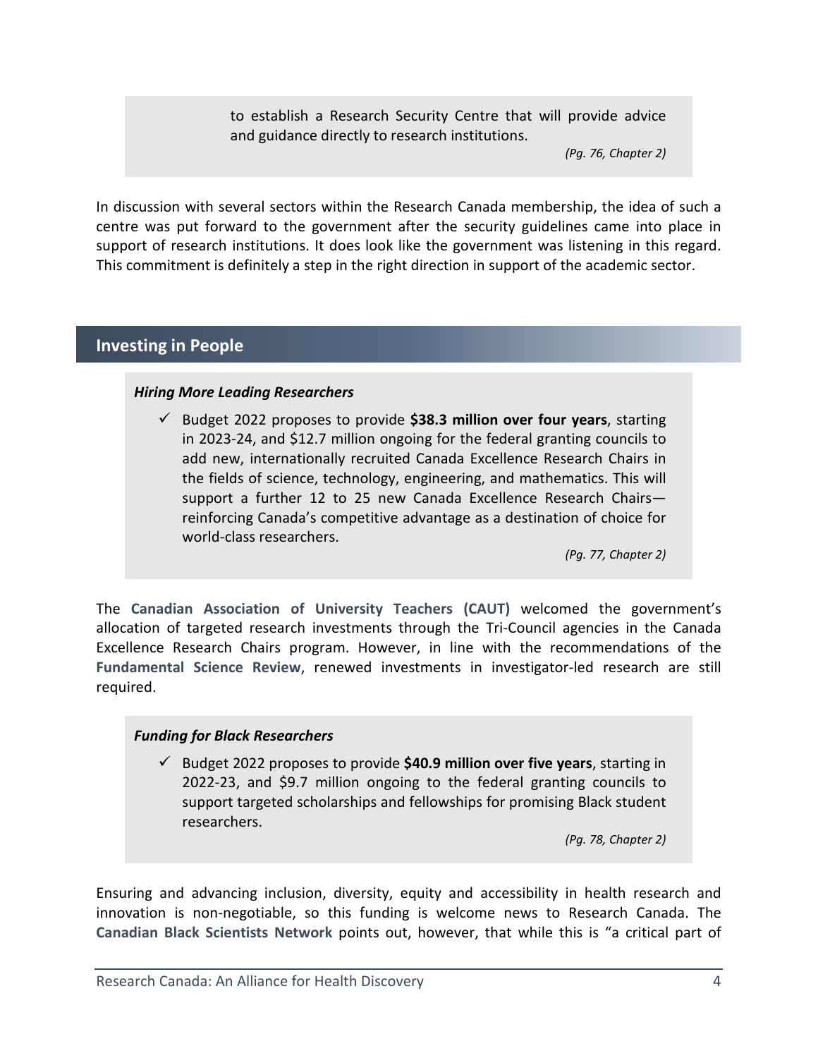to establish a Research Security Centre that will provide advice and guidance directly to research institutions.

*(Pg. 76, Chapter 2)*

In discussion with several sectors within the Research Canada membership, the idea of such a centre was put forward to the government after the security guidelines came into place in support of research institutions. It does look like the government was listening in this regard. This commitment is definitely a step in the right direction in support of the academic sector.

## Investing in People

***Hiring More Leading Researchers***

- ✓ Budget 2022 proposes to provide **$38.3 million over four years**, starting in 2023-24, and $12.7 million ongoing for the federal granting councils to add new, internationally recruited Canada Excellence Research Chairs in the fields of science, technology, engineering, and mathematics. This will support a further 12 to 25 new Canada Excellence Research Chairs—reinforcing Canada's competitive advantage as a destination of choice for world-class researchers.

*(Pg. 77, Chapter 2)*

The **Canadian Association of University Teachers (CAUT)** welcomed the government's allocation of targeted research investments through the Tri-Council agencies in the Canada Excellence Research Chairs program. However, in line with the recommendations of the **Fundamental Science Review**, renewed investments in investigator-led research are still required.

***Funding for Black Researchers***

- ✓ Budget 2022 proposes to provide **$40.9 million over five years**, starting in 2022-23, and $9.7 million ongoing to the federal granting councils to support targeted scholarships and fellowships for promising Black student researchers.

*(Pg. 78, Chapter 2)*

Ensuring and advancing inclusion, diversity, equity and accessibility in health research and innovation is non-negotiable, so this funding is welcome news to Research Canada. The **Canadian Black Scientists Network** points out, however, that while this is "a critical part of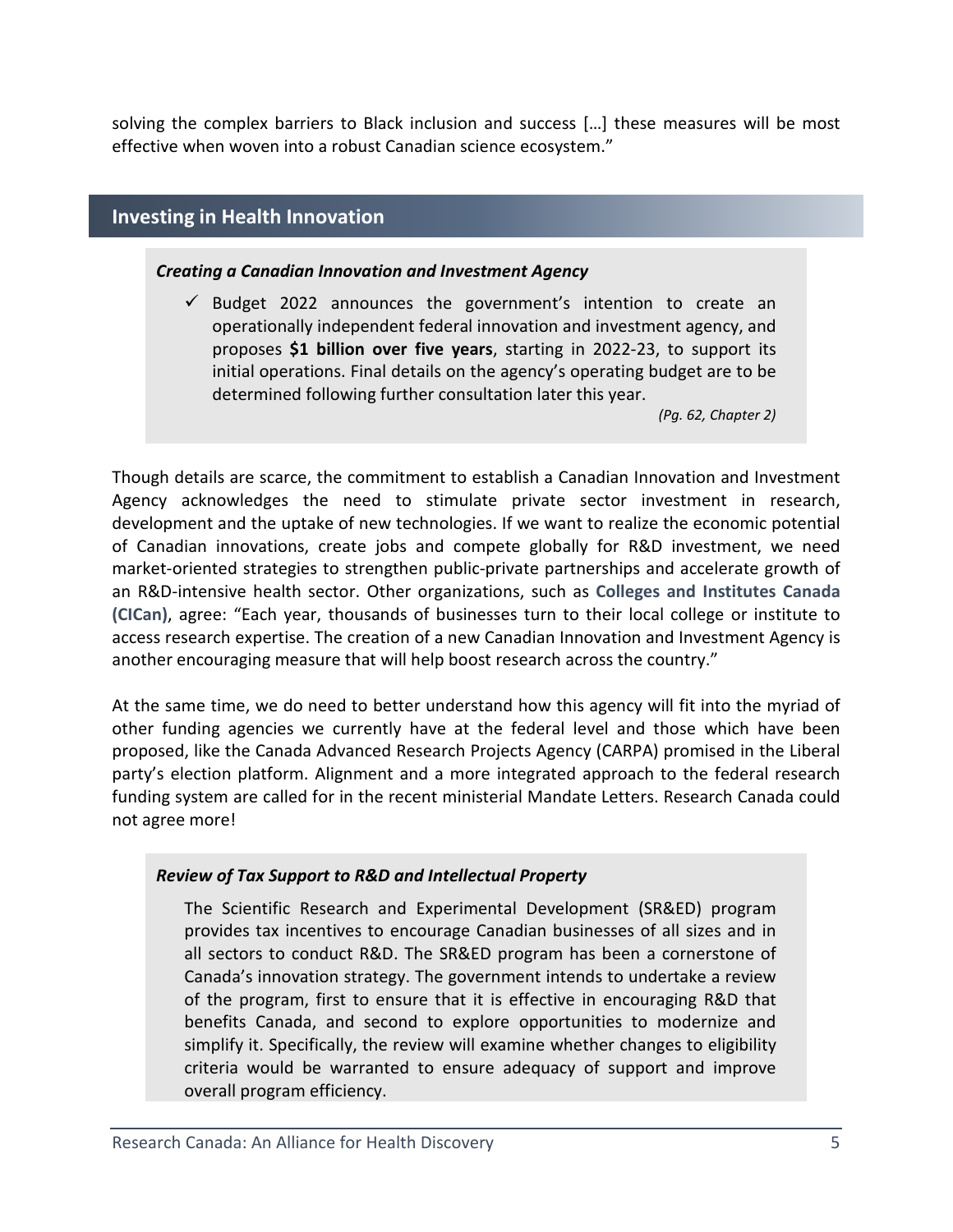solving the complex barriers to Black inclusion and success […] these measures will be most effective when woven into a robust Canadian science ecosystem."

## Investing in Health Innovation

> ***Creating a Canadian Innovation and Investment Agency***
>
> ✓ Budget 2022 announces the government's intention to create an operationally independent federal innovation and investment agency, and proposes **$1 billion over five years**, starting in 2022-23, to support its initial operations. Final details on the agency's operating budget are to be determined following further consultation later this year.
>
> *(Pg. 62, Chapter 2)*

Though details are scarce, the commitment to establish a Canadian Innovation and Investment Agency acknowledges the need to stimulate private sector investment in research, development and the uptake of new technologies. If we want to realize the economic potential of Canadian innovations, create jobs and compete globally for R&D investment, we need market-oriented strategies to strengthen public-private partnerships and accelerate growth of an R&D-intensive health sector. Other organizations, such as **Colleges and Institutes Canada (CICan)**, agree: "Each year, thousands of businesses turn to their local college or institute to access research expertise. The creation of a new Canadian Innovation and Investment Agency is another encouraging measure that will help boost research across the country."

At the same time, we do need to better understand how this agency will fit into the myriad of other funding agencies we currently have at the federal level and those which have been proposed, like the Canada Advanced Research Projects Agency (CARPA) promised in the Liberal party's election platform. Alignment and a more integrated approach to the federal research funding system are called for in the recent ministerial Mandate Letters. Research Canada could not agree more!

> ***Review of Tax Support to R&D and Intellectual Property***
>
> The Scientific Research and Experimental Development (SR&ED) program provides tax incentives to encourage Canadian businesses of all sizes and in all sectors to conduct R&D. The SR&ED program has been a cornerstone of Canada's innovation strategy. The government intends to undertake a review of the program, first to ensure that it is effective in encouraging R&D that benefits Canada, and second to explore opportunities to modernize and simplify it. Specifically, the review will examine whether changes to eligibility criteria would be warranted to ensure adequacy of support and improve overall program efficiency.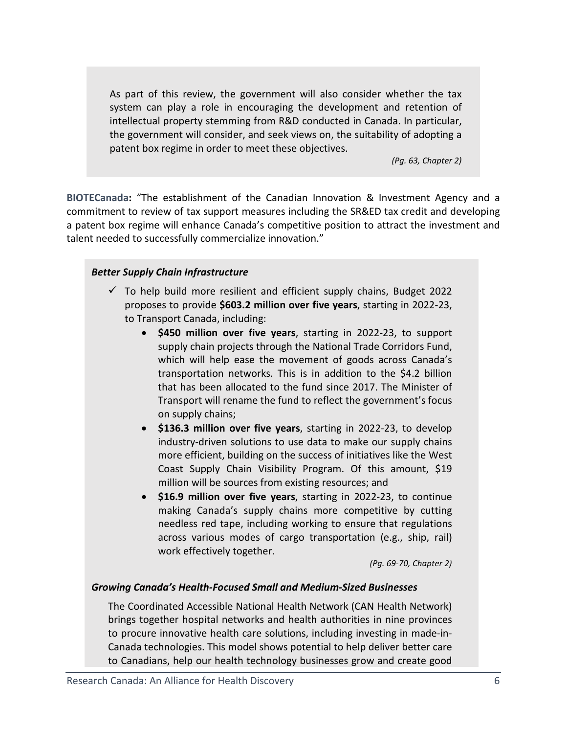As part of this review, the government will also consider whether the tax system can play a role in encouraging the development and retention of intellectual property stemming from R&D conducted in Canada. In particular, the government will consider, and seek views on, the suitability of adopting a patent box regime in order to meet these objectives.

*(Pg. 63, Chapter 2)*

**BIOTECanada:** "The establishment of the Canadian Innovation & Investment Agency and a commitment to review of tax support measures including the SR&ED tax credit and developing a patent box regime will enhance Canada's competitive position to attract the investment and talent needed to successfully commercialize innovation."

***Better Supply Chain Infrastructure***

- ✓ To help build more resilient and efficient supply chains, Budget 2022 proposes to provide **$603.2 million over five years**, starting in 2022-23, to Transport Canada, including:
  - **$450 million over five years**, starting in 2022-23, to support supply chain projects through the National Trade Corridors Fund, which will help ease the movement of goods across Canada's transportation networks. This is in addition to the $4.2 billion that has been allocated to the fund since 2017. The Minister of Transport will rename the fund to reflect the government's focus on supply chains;
  - **$136.3 million over five years**, starting in 2022-23, to develop industry-driven solutions to use data to make our supply chains more efficient, building on the success of initiatives like the West Coast Supply Chain Visibility Program. Of this amount, $19 million will be sources from existing resources; and
  - **$16.9 million over five years**, starting in 2022-23, to continue making Canada's supply chains more competitive by cutting needless red tape, including working to ensure that regulations across various modes of cargo transportation (e.g., ship, rail) work effectively together.

*(Pg. 69-70, Chapter 2)*

***Growing Canada's Health-Focused Small and Medium-Sized Businesses***

The Coordinated Accessible National Health Network (CAN Health Network) brings together hospital networks and health authorities in nine provinces to procure innovative health care solutions, including investing in made-in-Canada technologies. This model shows potential to help deliver better care to Canadians, help our health technology businesses grow and create good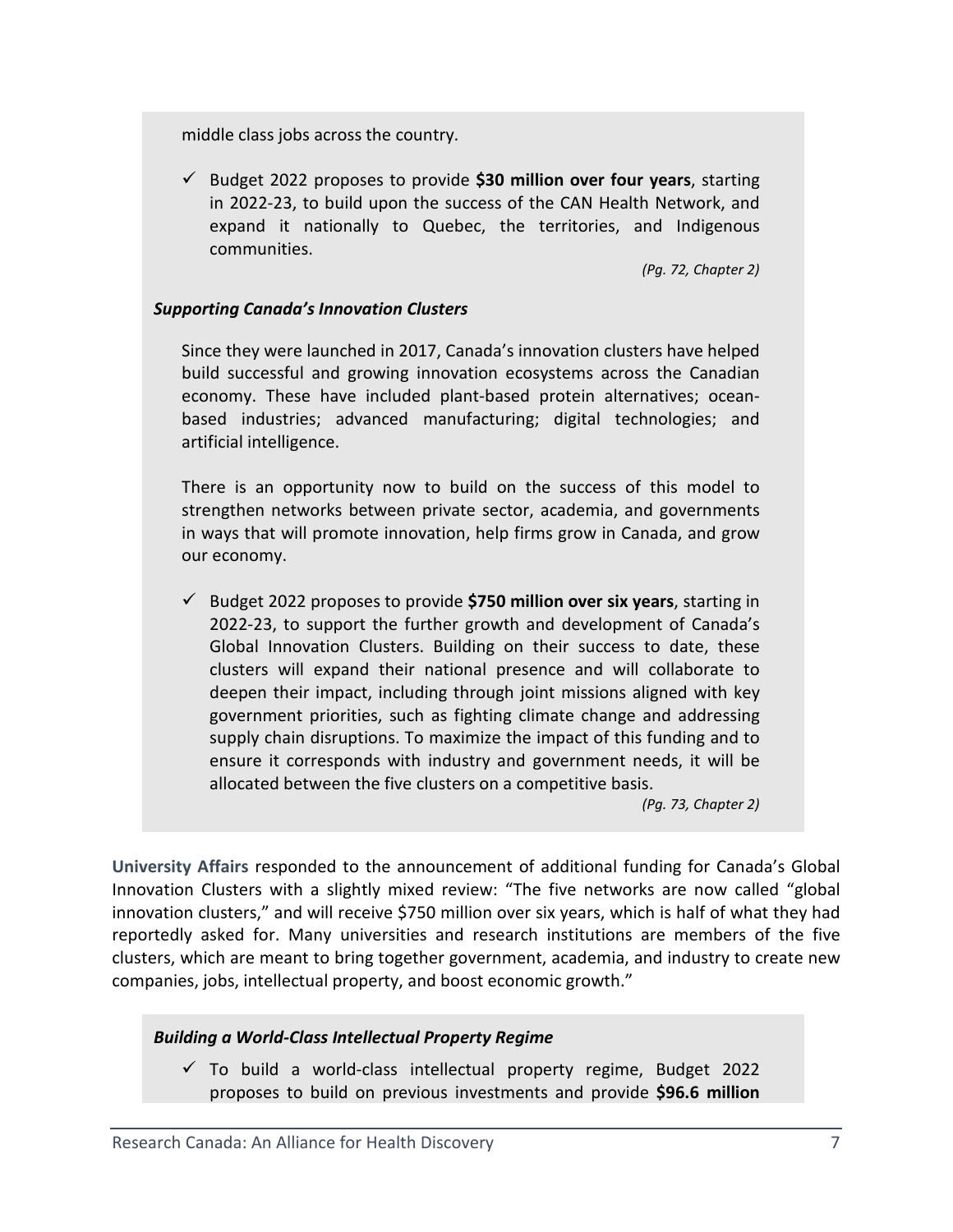middle class jobs across the country.

- ✓ Budget 2022 proposes to provide **$30 million over four years**, starting in 2022-23, to build upon the success of the CAN Health Network, and expand it nationally to Quebec, the territories, and Indigenous communities.

*(Pg. 72, Chapter 2)*

***Supporting Canada's Innovation Clusters***

Since they were launched in 2017, Canada's innovation clusters have helped build successful and growing innovation ecosystems across the Canadian economy. These have included plant-based protein alternatives; ocean-based industries; advanced manufacturing; digital technologies; and artificial intelligence.

There is an opportunity now to build on the success of this model to strengthen networks between private sector, academia, and governments in ways that will promote innovation, help firms grow in Canada, and grow our economy.

- ✓ Budget 2022 proposes to provide **$750 million over six years**, starting in 2022-23, to support the further growth and development of Canada's Global Innovation Clusters. Building on their success to date, these clusters will expand their national presence and will collaborate to deepen their impact, including through joint missions aligned with key government priorities, such as fighting climate change and addressing supply chain disruptions. To maximize the impact of this funding and to ensure it corresponds with industry and government needs, it will be allocated between the five clusters on a competitive basis.

*(Pg. 73, Chapter 2)*

**University Affairs** responded to the announcement of additional funding for Canada's Global Innovation Clusters with a slightly mixed review: "The five networks are now called "global innovation clusters," and will receive $750 million over six years, which is half of what they had reportedly asked for. Many universities and research institutions are members of the five clusters, which are meant to bring together government, academia, and industry to create new companies, jobs, intellectual property, and boost economic growth."

***Building a World-Class Intellectual Property Regime***

- ✓ To build a world-class intellectual property regime, Budget 2022 proposes to build on previous investments and provide **$96.6 million**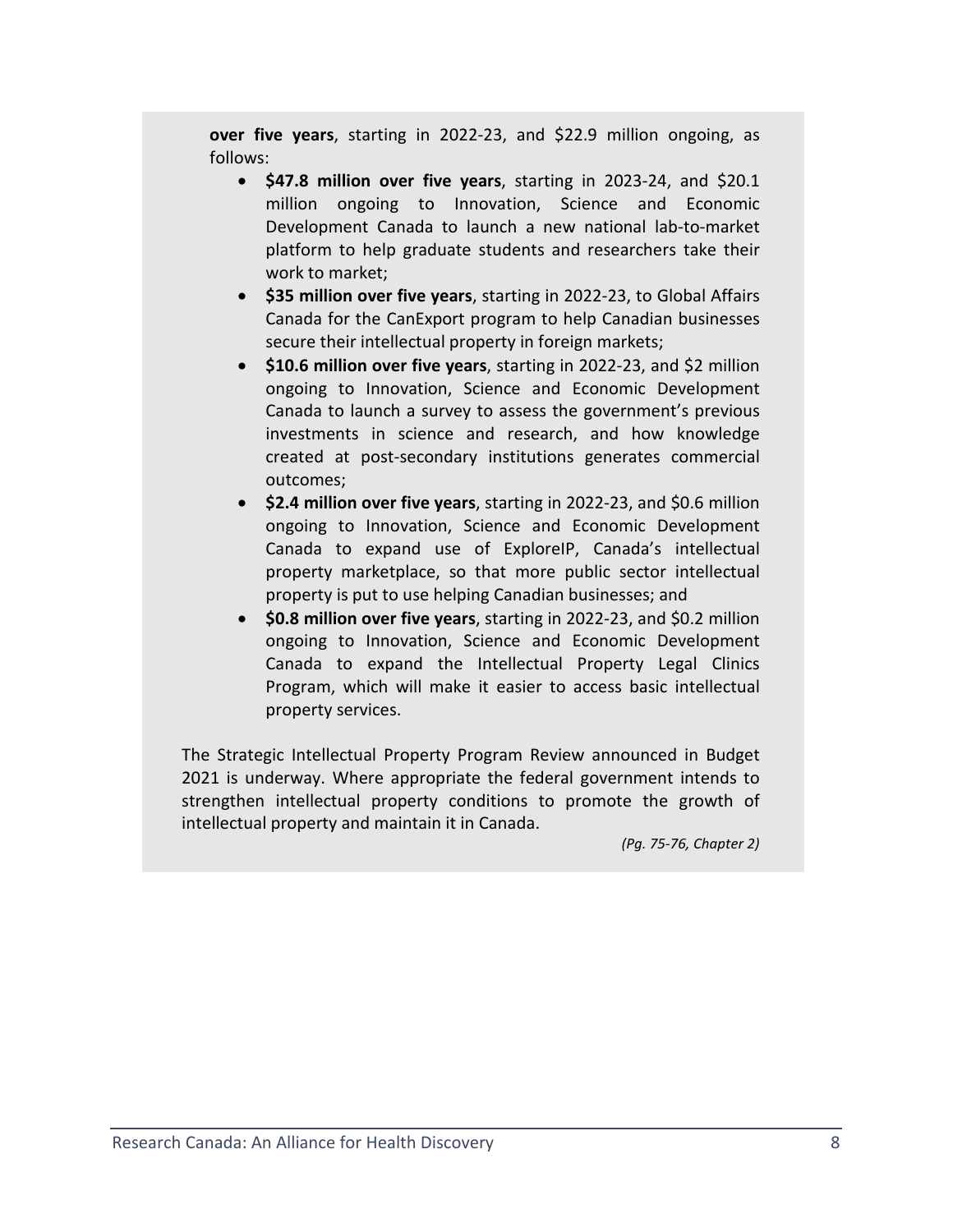**over five years**, starting in 2022-23, and $22.9 million ongoing, as follows:

- **$47.8 million over five years**, starting in 2023-24, and $20.1 million ongoing to Innovation, Science and Economic Development Canada to launch a new national lab-to-market platform to help graduate students and researchers take their work to market;
- **$35 million over five years**, starting in 2022-23, to Global Affairs Canada for the CanExport program to help Canadian businesses secure their intellectual property in foreign markets;
- **$10.6 million over five years**, starting in 2022-23, and $2 million ongoing to Innovation, Science and Economic Development Canada to launch a survey to assess the government's previous investments in science and research, and how knowledge created at post-secondary institutions generates commercial outcomes;
- **$2.4 million over five years**, starting in 2022-23, and $0.6 million ongoing to Innovation, Science and Economic Development Canada to expand use of ExploreIP, Canada's intellectual property marketplace, so that more public sector intellectual property is put to use helping Canadian businesses; and
- **$0.8 million over five years**, starting in 2022-23, and $0.2 million ongoing to Innovation, Science and Economic Development Canada to expand the Intellectual Property Legal Clinics Program, which will make it easier to access basic intellectual property services.

The Strategic Intellectual Property Program Review announced in Budget 2021 is underway. Where appropriate the federal government intends to strengthen intellectual property conditions to promote the growth of intellectual property and maintain it in Canada.

*(Pg. 75-76, Chapter 2)*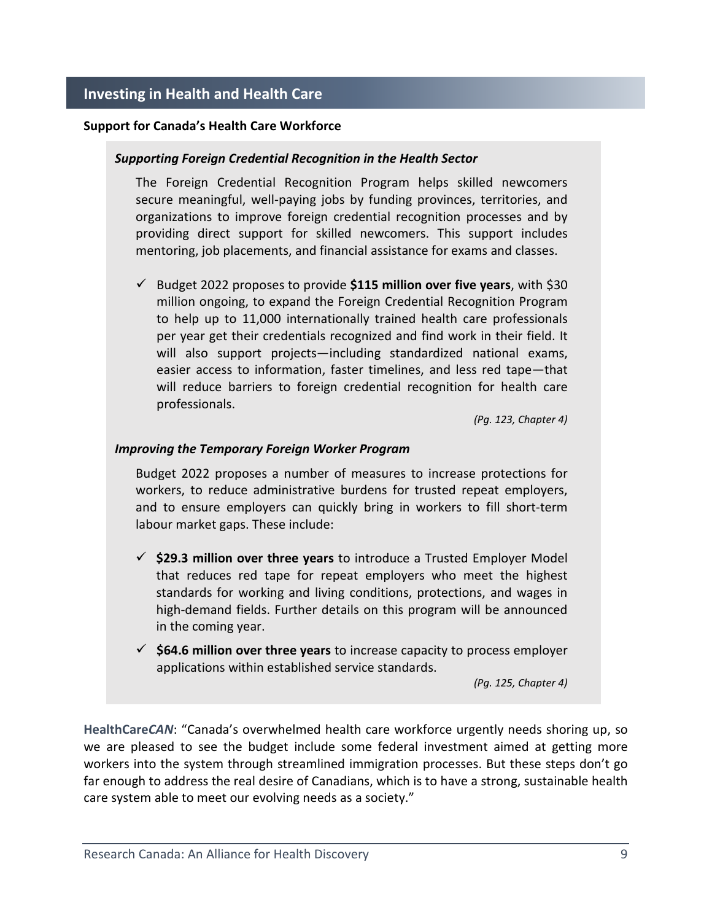## Investing in Health and Health Care

**Support for Canada's Health Care Workforce**

***Supporting Foreign Credential Recognition in the Health Sector***

The Foreign Credential Recognition Program helps skilled newcomers secure meaningful, well-paying jobs by funding provinces, territories, and organizations to improve foreign credential recognition processes and by providing direct support for skilled newcomers. This support includes mentoring, job placements, and financial assistance for exams and classes.

- ✓ Budget 2022 proposes to provide **$115 million over five years**, with $30 million ongoing, to expand the Foreign Credential Recognition Program to help up to 11,000 internationally trained health care professionals per year get their credentials recognized and find work in their field. It will also support projects—including standardized national exams, easier access to information, faster timelines, and less red tape—that will reduce barriers to foreign credential recognition for health care professionals.

*(Pg. 123, Chapter 4)*

***Improving the Temporary Foreign Worker Program***

Budget 2022 proposes a number of measures to increase protections for workers, to reduce administrative burdens for trusted repeat employers, and to ensure employers can quickly bring in workers to fill short-term labour market gaps. These include:

- ✓ **$29.3 million over three years** to introduce a Trusted Employer Model that reduces red tape for repeat employers who meet the highest standards for working and living conditions, protections, and wages in high-demand fields. Further details on this program will be announced in the coming year.
- ✓ **$64.6 million over three years** to increase capacity to process employer applications within established service standards.

*(Pg. 125, Chapter 4)*

**HealthCare*CAN***: "Canada's overwhelmed health care workforce urgently needs shoring up, so we are pleased to see the budget include some federal investment aimed at getting more workers into the system through streamlined immigration processes. But these steps don't go far enough to address the real desire of Canadians, which is to have a strong, sustainable health care system able to meet our evolving needs as a society."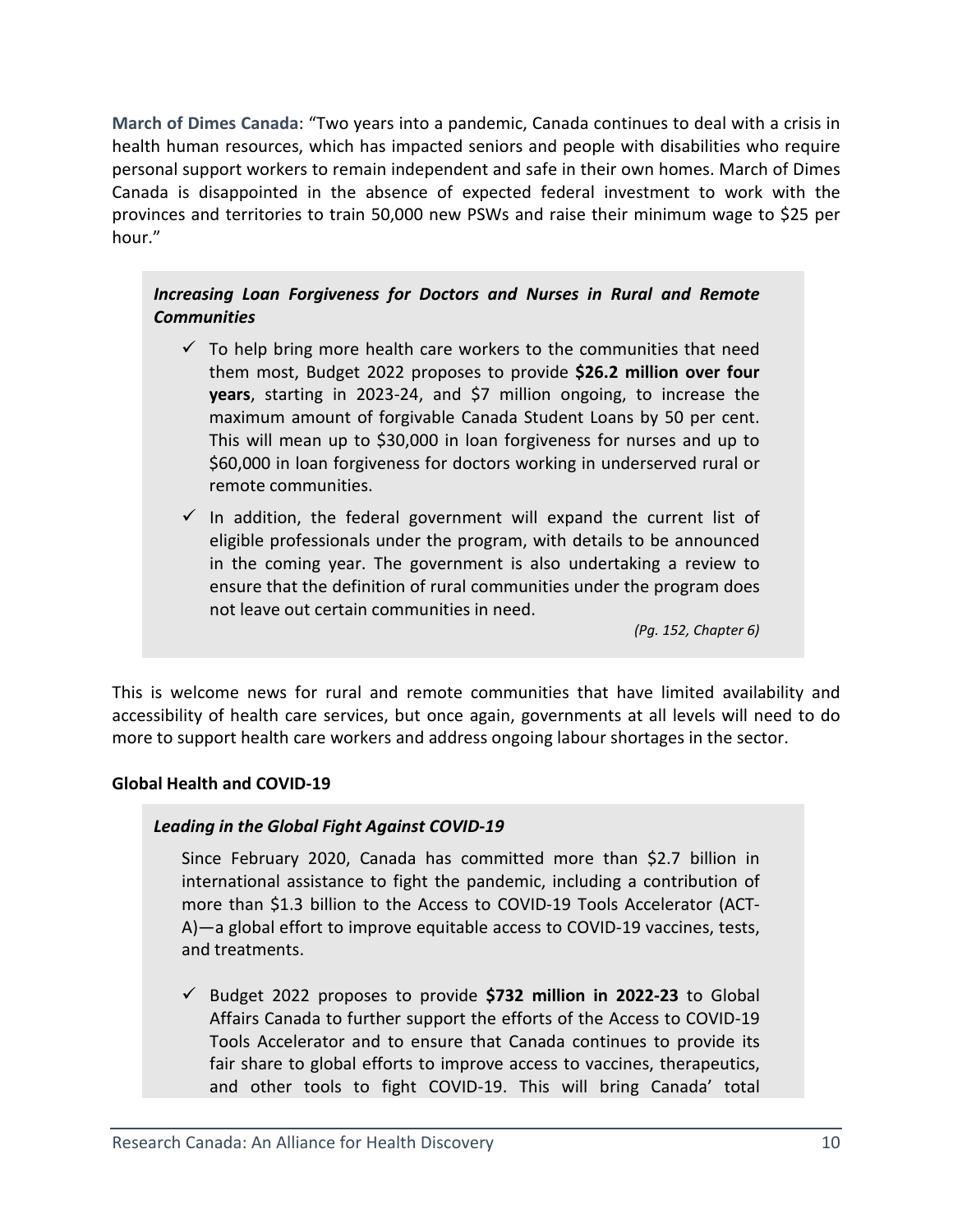**March of Dimes Canada**: "Two years into a pandemic, Canada continues to deal with a crisis in health human resources, which has impacted seniors and people with disabilities who require personal support workers to remain independent and safe in their own homes. March of Dimes Canada is disappointed in the absence of expected federal investment to work with the provinces and territories to train 50,000 new PSWs and raise their minimum wage to $25 per hour."

> ***Increasing Loan Forgiveness for Doctors and Nurses in Rural and Remote Communities***
>
> - ✓ To help bring more health care workers to the communities that need them most, Budget 2022 proposes to provide **$26.2 million over four years**, starting in 2023-24, and $7 million ongoing, to increase the maximum amount of forgivable Canada Student Loans by 50 per cent. This will mean up to $30,000 in loan forgiveness for nurses and up to $60,000 in loan forgiveness for doctors working in underserved rural or remote communities.
> - ✓ In addition, the federal government will expand the current list of eligible professionals under the program, with details to be announced in the coming year. The government is also undertaking a review to ensure that the definition of rural communities under the program does not leave out certain communities in need.
>
> *(Pg. 152, Chapter 6)*

This is welcome news for rural and remote communities that have limited availability and accessibility of health care services, but once again, governments at all levels will need to do more to support health care workers and address ongoing labour shortages in the sector.

**Global Health and COVID-19**

> ***Leading in the Global Fight Against COVID-19***
>
> Since February 2020, Canada has committed more than $2.7 billion in international assistance to fight the pandemic, including a contribution of more than $1.3 billion to the Access to COVID-19 Tools Accelerator (ACT-A)—a global effort to improve equitable access to COVID-19 vaccines, tests, and treatments.
>
> - ✓ Budget 2022 proposes to provide **$732 million in 2022-23** to Global Affairs Canada to further support the efforts of the Access to COVID-19 Tools Accelerator and to ensure that Canada continues to provide its fair share to global efforts to improve access to vaccines, therapeutics, and other tools to fight COVID-19. This will bring Canada' total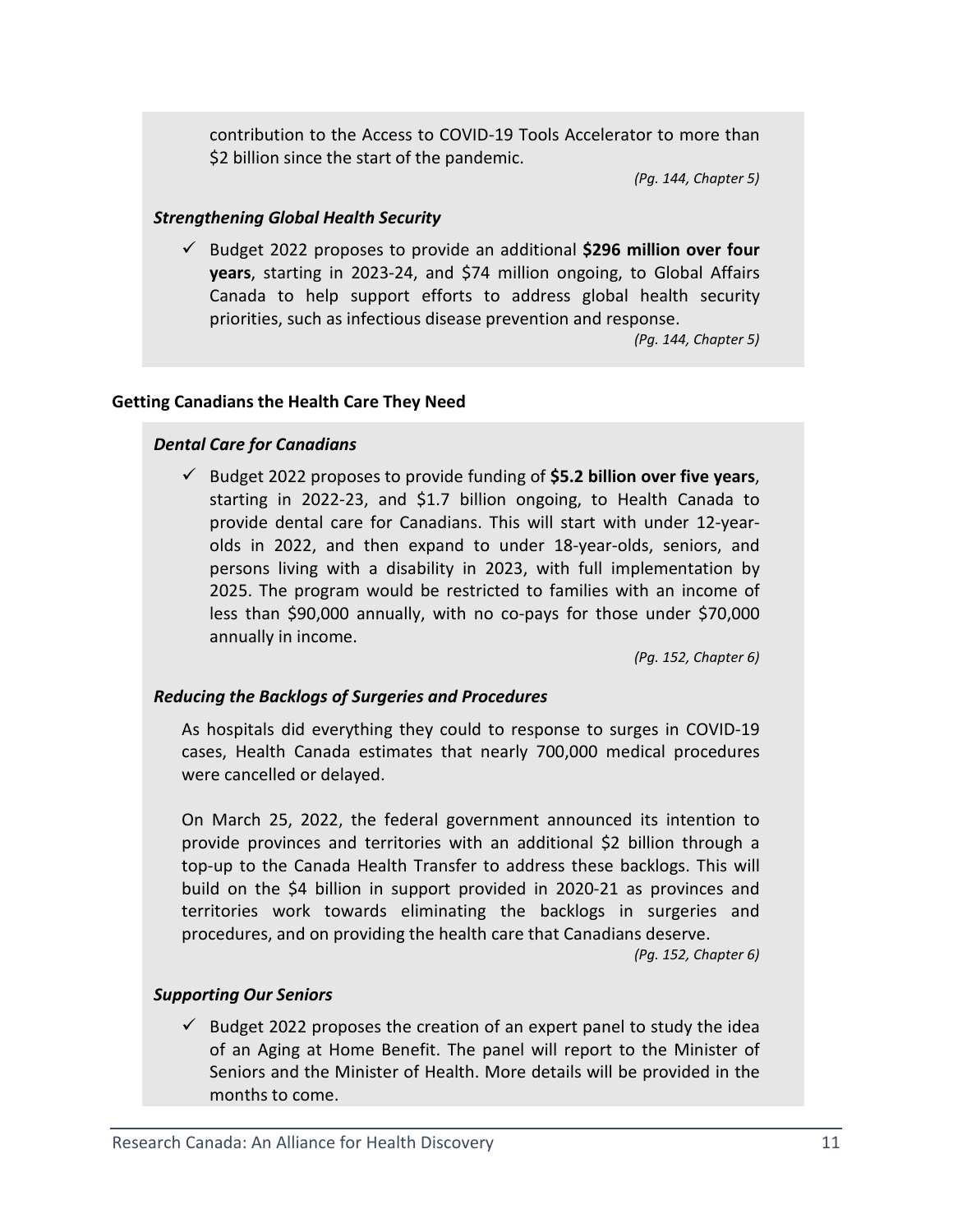contribution to the Access to COVID-19 Tools Accelerator to more than $2 billion since the start of the pandemic.

*(Pg. 144, Chapter 5)*

***Strengthening Global Health Security***

- ✓ Budget 2022 proposes to provide an additional **$296 million over four years**, starting in 2023-24, and $74 million ongoing, to Global Affairs Canada to help support efforts to address global health security priorities, such as infectious disease prevention and response.

*(Pg. 144, Chapter 5)*

**Getting Canadians the Health Care They Need**

***Dental Care for Canadians***

- ✓ Budget 2022 proposes to provide funding of **$5.2 billion over five years**, starting in 2022-23, and $1.7 billion ongoing, to Health Canada to provide dental care for Canadians. This will start with under 12-year-olds in 2022, and then expand to under 18-year-olds, seniors, and persons living with a disability in 2023, with full implementation by 2025. The program would be restricted to families with an income of less than $90,000 annually, with no co-pays for those under $70,000 annually in income.

*(Pg. 152, Chapter 6)*

***Reducing the Backlogs of Surgeries and Procedures***

As hospitals did everything they could to response to surges in COVID-19 cases, Health Canada estimates that nearly 700,000 medical procedures were cancelled or delayed.

On March 25, 2022, the federal government announced its intention to provide provinces and territories with an additional $2 billion through a top-up to the Canada Health Transfer to address these backlogs. This will build on the $4 billion in support provided in 2020-21 as provinces and territories work towards eliminating the backlogs in surgeries and procedures, and on providing the health care that Canadians deserve.

*(Pg. 152, Chapter 6)*

***Supporting Our Seniors***

- ✓ Budget 2022 proposes the creation of an expert panel to study the idea of an Aging at Home Benefit. The panel will report to the Minister of Seniors and the Minister of Health. More details will be provided in the months to come.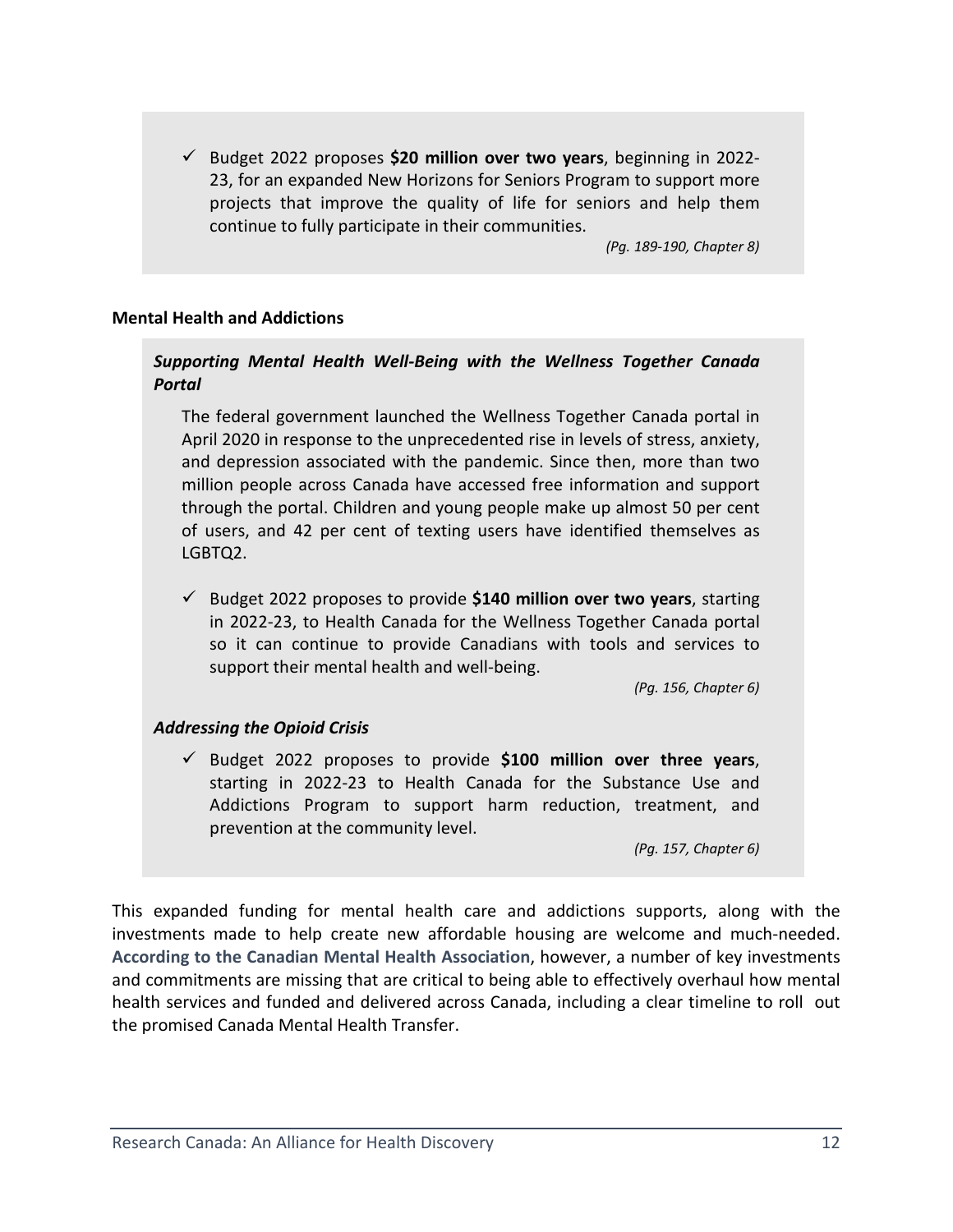- ✓ Budget 2022 proposes **$20 million over two years**, beginning in 2022-23, for an expanded New Horizons for Seniors Program to support more projects that improve the quality of life for seniors and help them continue to fully participate in their communities.

  *(Pg. 189-190, Chapter 8)*

**Mental Health and Addictions**

***Supporting Mental Health Well-Being with the Wellness Together Canada Portal***

The federal government launched the Wellness Together Canada portal in April 2020 in response to the unprecedented rise in levels of stress, anxiety, and depression associated with the pandemic. Since then, more than two million people across Canada have accessed free information and support through the portal. Children and young people make up almost 50 per cent of users, and 42 per cent of texting users have identified themselves as LGBTQ2.

- ✓ Budget 2022 proposes to provide **$140 million over two years**, starting in 2022-23, to Health Canada for the Wellness Together Canada portal so it can continue to provide Canadians with tools and services to support their mental health and well-being.

  *(Pg. 156, Chapter 6)*

***Addressing the Opioid Crisis***

- ✓ Budget 2022 proposes to provide **$100 million over three years**, starting in 2022-23 to Health Canada for the Substance Use and Addictions Program to support harm reduction, treatment, and prevention at the community level.

  *(Pg. 157, Chapter 6)*

This expanded funding for mental health care and addictions supports, along with the investments made to help create new affordable housing are welcome and much-needed. **According to the Canadian Mental Health Association**, however, a number of key investments and commitments are missing that are critical to being able to effectively overhaul how mental health services and funded and delivered across Canada, including a clear timeline to roll out the promised Canada Mental Health Transfer.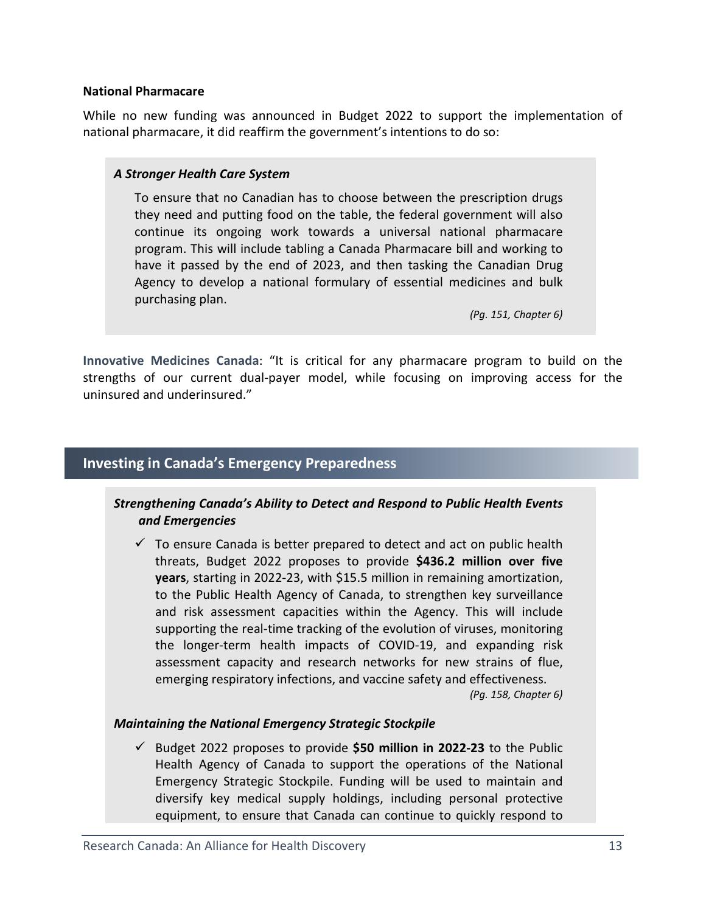**National Pharmacare**

While no new funding was announced in Budget 2022 to support the implementation of national pharmacare, it did reaffirm the government's intentions to do so:

> ***A Stronger Health Care System***
>
> To ensure that no Canadian has to choose between the prescription drugs they need and putting food on the table, the federal government will also continue its ongoing work towards a universal national pharmacare program. This will include tabling a Canada Pharmacare bill and working to have it passed by the end of 2023, and then tasking the Canadian Drug Agency to develop a national formulary of essential medicines and bulk purchasing plan.
>
> *(Pg. 151, Chapter 6)*

**Innovative Medicines Canada**: "It is critical for any pharmacare program to build on the strengths of our current dual-payer model, while focusing on improving access for the uninsured and underinsured."

## Investing in Canada's Emergency Preparedness

> ***Strengthening Canada's Ability to Detect and Respond to Public Health Events and Emergencies***
>
> ✓ To ensure Canada is better prepared to detect and act on public health threats, Budget 2022 proposes to provide **$436.2 million over five years**, starting in 2022-23, with $15.5 million in remaining amortization, to the Public Health Agency of Canada, to strengthen key surveillance and risk assessment capacities within the Agency. This will include supporting the real-time tracking of the evolution of viruses, monitoring the longer-term health impacts of COVID-19, and expanding risk assessment capacity and research networks for new strains of flue, emerging respiratory infections, and vaccine safety and effectiveness.
>
> *(Pg. 158, Chapter 6)*
>
> ***Maintaining the National Emergency Strategic Stockpile***
>
> ✓ Budget 2022 proposes to provide **$50 million in 2022-23** to the Public Health Agency of Canada to support the operations of the National Emergency Strategic Stockpile. Funding will be used to maintain and diversify key medical supply holdings, including personal protective equipment, to ensure that Canada can continue to quickly respond to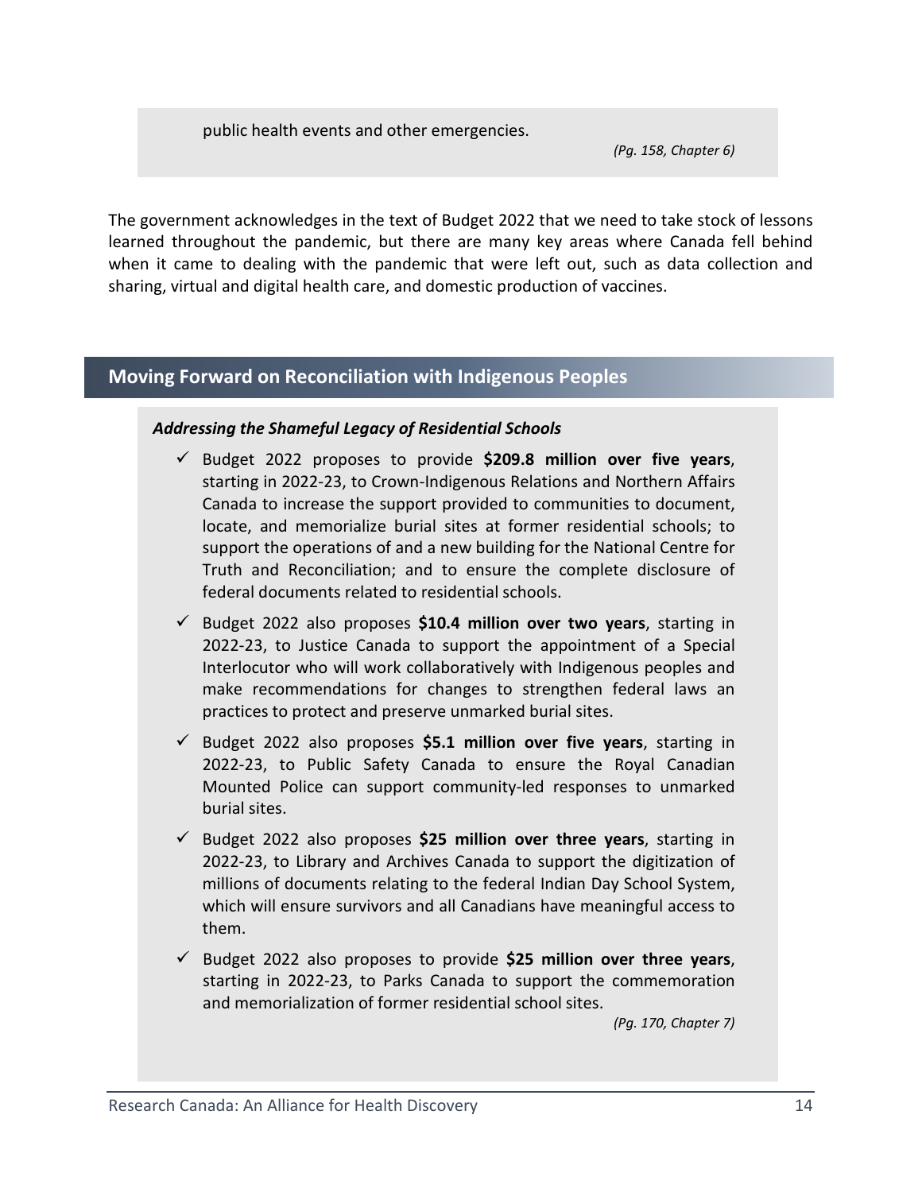public health events and other emergencies.

*(Pg. 158, Chapter 6)*

The government acknowledges in the text of Budget 2022 that we need to take stock of lessons learned throughout the pandemic, but there are many key areas where Canada fell behind when it came to dealing with the pandemic that were left out, such as data collection and sharing, virtual and digital health care, and domestic production of vaccines.

## Moving Forward on Reconciliation with Indigenous Peoples

***Addressing the Shameful Legacy of Residential Schools***

- ✓ Budget 2022 proposes to provide **$209.8 million over five years**, starting in 2022-23, to Crown-Indigenous Relations and Northern Affairs Canada to increase the support provided to communities to document, locate, and memorialize burial sites at former residential schools; to support the operations of and a new building for the National Centre for Truth and Reconciliation; and to ensure the complete disclosure of federal documents related to residential schools.
- ✓ Budget 2022 also proposes **$10.4 million over two years**, starting in 2022-23, to Justice Canada to support the appointment of a Special Interlocutor who will work collaboratively with Indigenous peoples and make recommendations for changes to strengthen federal laws an practices to protect and preserve unmarked burial sites.
- ✓ Budget 2022 also proposes **$5.1 million over five years**, starting in 2022-23, to Public Safety Canada to ensure the Royal Canadian Mounted Police can support community-led responses to unmarked burial sites.
- ✓ Budget 2022 also proposes **$25 million over three years**, starting in 2022-23, to Library and Archives Canada to support the digitization of millions of documents relating to the federal Indian Day School System, which will ensure survivors and all Canadians have meaningful access to them.
- ✓ Budget 2022 also proposes to provide **$25 million over three years**, starting in 2022-23, to Parks Canada to support the commemoration and memorialization of former residential school sites.

*(Pg. 170, Chapter 7)*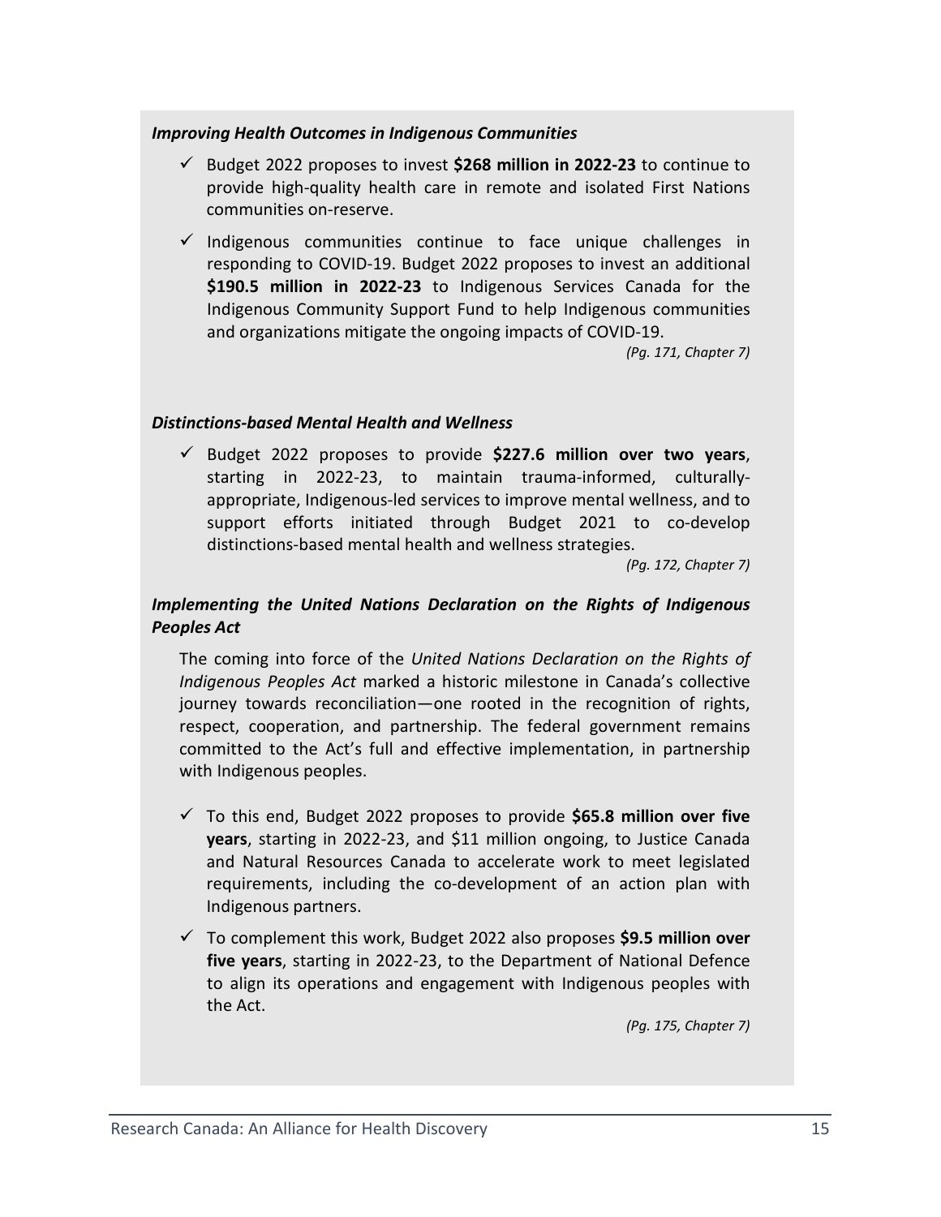***Improving Health Outcomes in Indigenous Communities***

- ✓ Budget 2022 proposes to invest **$268 million in 2022-23** to continue to provide high-quality health care in remote and isolated First Nations communities on-reserve.
- ✓ Indigenous communities continue to face unique challenges in responding to COVID-19. Budget 2022 proposes to invest an additional **$190.5 million in 2022-23** to Indigenous Services Canada for the Indigenous Community Support Fund to help Indigenous communities and organizations mitigate the ongoing impacts of COVID-19.

*(Pg. 171, Chapter 7)*

***Distinctions-based Mental Health and Wellness***

- ✓ Budget 2022 proposes to provide **$227.6 million over two years**, starting in 2022-23, to maintain trauma-informed, culturally-appropriate, Indigenous-led services to improve mental wellness, and to support efforts initiated through Budget 2021 to co-develop distinctions-based mental health and wellness strategies.

*(Pg. 172, Chapter 7)*

***Implementing the United Nations Declaration on the Rights of Indigenous Peoples Act***

The coming into force of the *United Nations Declaration on the Rights of Indigenous Peoples Act* marked a historic milestone in Canada's collective journey towards reconciliation—one rooted in the recognition of rights, respect, cooperation, and partnership. The federal government remains committed to the Act's full and effective implementation, in partnership with Indigenous peoples.

- ✓ To this end, Budget 2022 proposes to provide **$65.8 million over five years**, starting in 2022-23, and $11 million ongoing, to Justice Canada and Natural Resources Canada to accelerate work to meet legislated requirements, including the co-development of an action plan with Indigenous partners.
- ✓ To complement this work, Budget 2022 also proposes **$9.5 million over five years**, starting in 2022-23, to the Department of National Defence to align its operations and engagement with Indigenous peoples with the Act.

*(Pg. 175, Chapter 7)*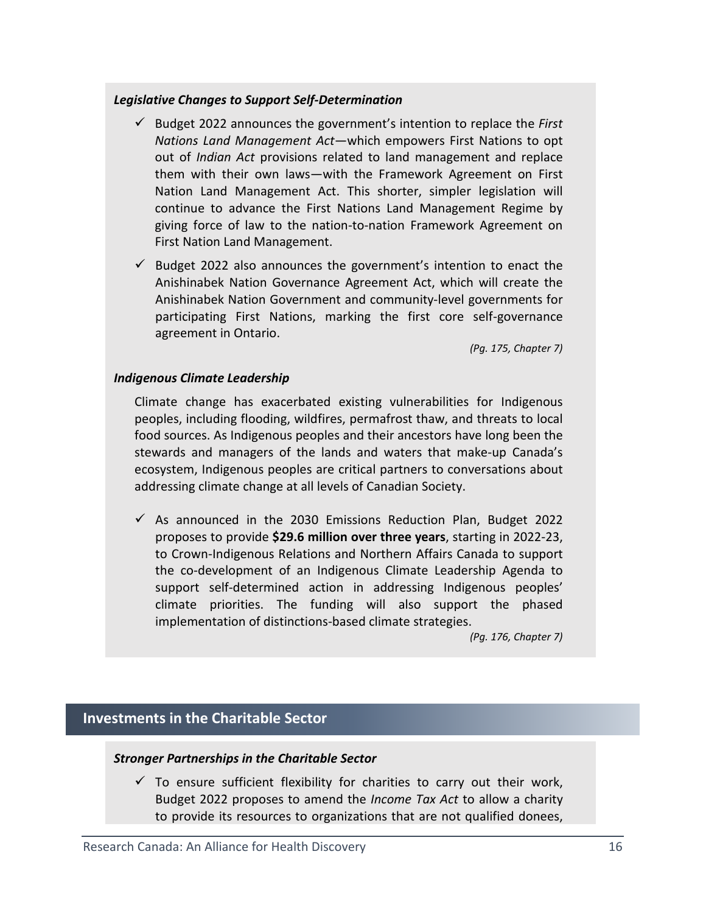***Legislative Changes to Support Self-Determination***

- ✓ Budget 2022 announces the government's intention to replace the *First Nations Land Management Act*—which empowers First Nations to opt out of *Indian Act* provisions related to land management and replace them with their own laws—with the Framework Agreement on First Nation Land Management Act. This shorter, simpler legislation will continue to advance the First Nations Land Management Regime by giving force of law to the nation-to-nation Framework Agreement on First Nation Land Management.
- ✓ Budget 2022 also announces the government's intention to enact the Anishinabek Nation Governance Agreement Act, which will create the Anishinabek Nation Government and community-level governments for participating First Nations, marking the first core self-governance agreement in Ontario.

*(Pg. 175, Chapter 7)*

***Indigenous Climate Leadership***

Climate change has exacerbated existing vulnerabilities for Indigenous peoples, including flooding, wildfires, permafrost thaw, and threats to local food sources. As Indigenous peoples and their ancestors have long been the stewards and managers of the lands and waters that make-up Canada's ecosystem, Indigenous peoples are critical partners to conversations about addressing climate change at all levels of Canadian Society.

- ✓ As announced in the 2030 Emissions Reduction Plan, Budget 2022 proposes to provide **$29.6 million over three years**, starting in 2022-23, to Crown-Indigenous Relations and Northern Affairs Canada to support the co-development of an Indigenous Climate Leadership Agenda to support self-determined action in addressing Indigenous peoples' climate priorities. The funding will also support the phased implementation of distinctions-based climate strategies.

*(Pg. 176, Chapter 7)*

## Investments in the Charitable Sector

***Stronger Partnerships in the Charitable Sector***

- ✓ To ensure sufficient flexibility for charities to carry out their work, Budget 2022 proposes to amend the *Income Tax Act* to allow a charity to provide its resources to organizations that are not qualified donees,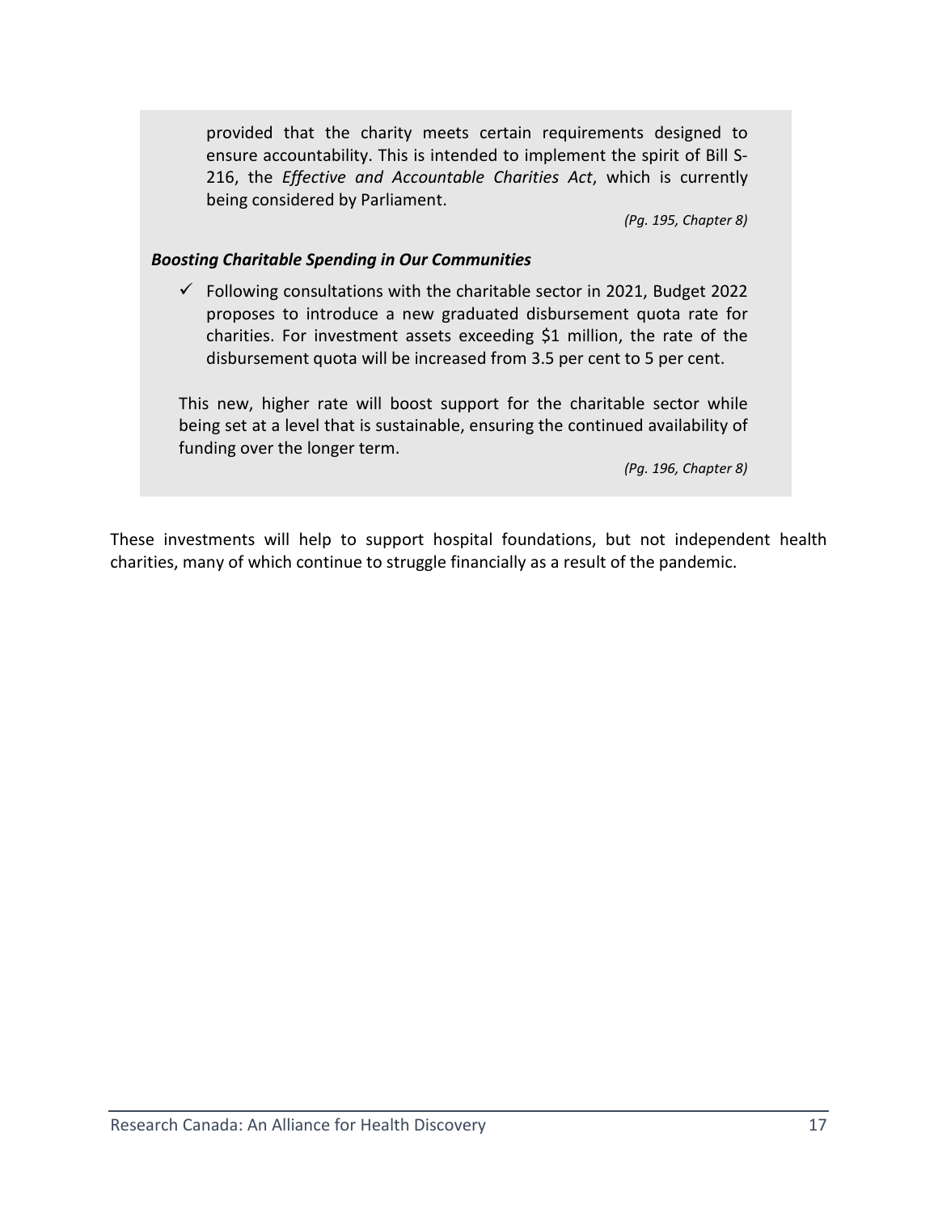> provided that the charity meets certain requirements designed to ensure accountability. This is intended to implement the spirit of Bill S-216, the *Effective and Accountable Charities Act*, which is currently being considered by Parliament.
>
> *(Pg. 195, Chapter 8)*
>
> ***Boosting Charitable Spending in Our Communities***
>
> ✓ Following consultations with the charitable sector in 2021, Budget 2022 proposes to introduce a new graduated disbursement quota rate for charities. For investment assets exceeding $1 million, the rate of the disbursement quota will be increased from 3.5 per cent to 5 per cent.
>
> This new, higher rate will boost support for the charitable sector while being set at a level that is sustainable, ensuring the continued availability of funding over the longer term.
>
> *(Pg. 196, Chapter 8)*

These investments will help to support hospital foundations, but not independent health charities, many of which continue to struggle financially as a result of the pandemic.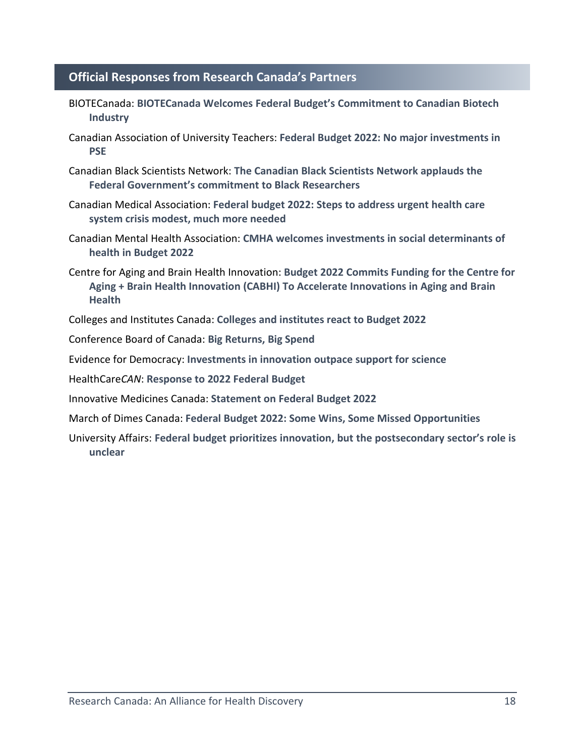## Official Responses from Research Canada's Partners

BIOTECanada: **BIOTECanada Welcomes Federal Budget's Commitment to Canadian Biotech Industry**

Canadian Association of University Teachers: **Federal Budget 2022: No major investments in PSE**

Canadian Black Scientists Network: **The Canadian Black Scientists Network applauds the Federal Government's commitment to Black Researchers**

Canadian Medical Association: **Federal budget 2022: Steps to address urgent health care system crisis modest, much more needed**

Canadian Mental Health Association: **CMHA welcomes investments in social determinants of health in Budget 2022**

Centre for Aging and Brain Health Innovation: **Budget 2022 Commits Funding for the Centre for Aging + Brain Health Innovation (CABHI) To Accelerate Innovations in Aging and Brain Health**

Colleges and Institutes Canada: **Colleges and institutes react to Budget 2022**

Conference Board of Canada: **Big Returns, Big Spend**

Evidence for Democracy: **Investments in innovation outpace support for science**

HealthCare*CAN*: **Response to 2022 Federal Budget**

Innovative Medicines Canada: **Statement on Federal Budget 2022**

March of Dimes Canada: **Federal Budget 2022: Some Wins, Some Missed Opportunities**

University Affairs: **Federal budget prioritizes innovation, but the postsecondary sector's role is unclear**